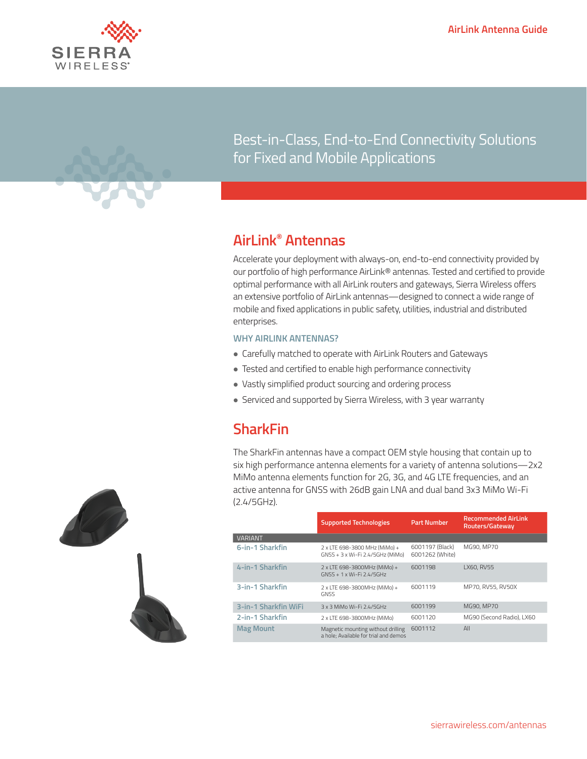# Best-in-Class, End-to-End Connectivity Solutions for Fixed and Mobile Applications

## AirLink® Antennas

Accelerate your deployment with always-on, end-to-end connectivity provided by our portfolio of high performance AirLink® antennas. Tested and certified to provide optimal performance with all AirLink routers and gateways, Sierra Wireless offers an extensive portfolio of AirLink antennas—designed to connect a wide range of mobile and fixed applications in public safety, utilities, industrial and distributed enterprises.

### WHY AIRLINK ANTENNAS?

- Carefully matched to operate with AirLink Routers and Gateways
- Tested and certified to enable high performance connectivity
- Vastly simplified product sourcing and ordering process
- Serviced and supported by Sierra Wireless, with 3 year warranty

## SharkFin

The SharkFin antennas have a compact OEM style housing that contain up to six high performance antenna elements for a variety of antenna solutions—2x2 MiMo antenna elements function for 2G, 3G, and 4G LTE frequencies, and an active antenna for GNSS with 26dB gain LNA and dual band 3x3 MiMo Wi-Fi (2.4/5GHz).

| VARIANT | Supported Technologies | Part Number | Recommended AirLink Routers/Gateway |
|---|---|---|---|
| 6-in-1 Sharkfin | 2 x LTE 698-3800 MHz (MiMo) + GNSS + 3 x Wi-Fi 2.4/5GHz (MiMo) | 6001197 (Black) 6001262 (White) | MG90, MP70 |
| 4-in-1 Sharkfin | 2 x LTE 698-3800MHz (MiMo) + GNSS + 1 x Wi-Fi 2.4/5GHz | 6001198 | LX60, RV55 |
| 3-in-1 Sharkfin | 2 x LTE 698-3800MHz (MiMo) + GNSS | 6001119 | MP70, RV55, RV50X |
| 3-in-1 Sharkfin WiFi | 3 x 3 MiMo Wi-Fi 2.4/5GHz | 6001199 | MG90, MP70 |
| 2-in-1 Sharkfin | 2 x LTE 698-3800MHz (MiMo) | 6001120 | MG90 (Second Radio), LX60 |
| Mag Mount | Magnetic mounting without drilling a hole; Available for trial and demos | 6001112 | All |

sierrawireless.com/antennas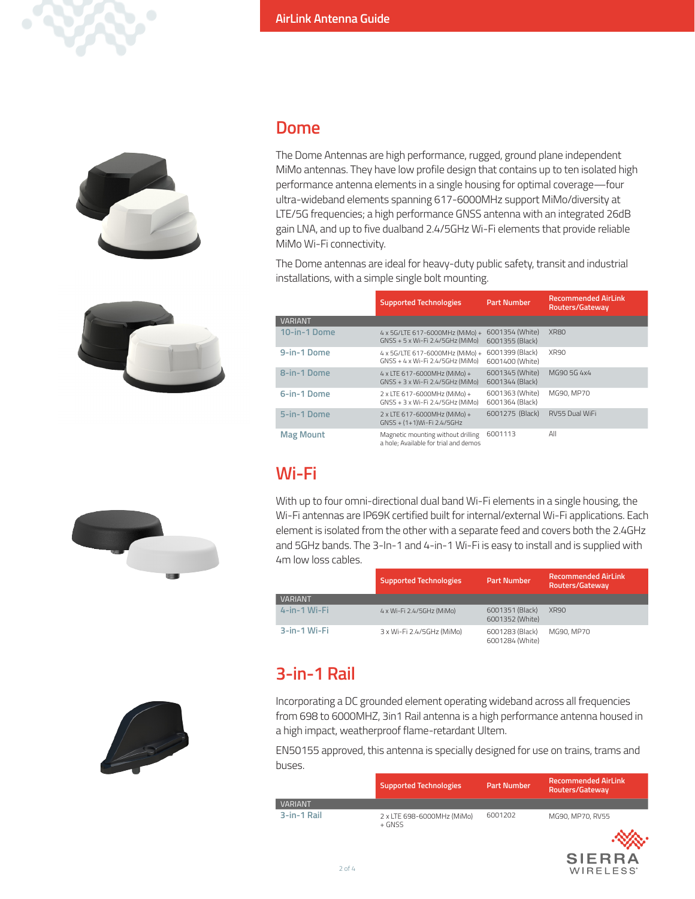## Dome

The Dome Antennas are high performance, rugged, ground plane independent MiMo antennas. They have low profile design that contains up to ten isolated high performance antenna elements in a single housing for optimal coverage—four ultra-wideband elements spanning 617-6000MHz support MiMo/diversity at LTE/5G frequencies; a high performance GNSS antenna with an integrated 26dB gain LNA, and up to five dualband 2.4/5GHz Wi-Fi elements that provide reliable MiMo Wi-Fi connectivity.

The Dome antennas are ideal for heavy-duty public safety, transit and industrial installations, with a simple single bolt mounting.

| VARIANT | Supported Technologies | Part Number | Recommended AirLink Routers/Gateway |
|---|---|---|---|
| 10-in-1 Dome | 4 x 5G/LTE 617-6000MHz (MiMo) + GNSS + 5 x Wi-Fi 2.4/5GHz (MiMo) | 6001354 (White) 6001355 (Black) | XR80 |
| 9-in-1 Dome | 4 x 5G/LTE 617-6000MHz (MiMo) + GNSS + 4 x Wi-Fi 2.4/5GHz (MiMo) | 6001399 (Black) 6001400 (White) | XR90 |
| 8-in-1 Dome | 4 x LTE 617-6000MHz (MiMo) + GNSS + 3 x Wi-Fi 2.4/5GHz (MiMo) | 6001345 (White) 6001344 (Black) | MG90 5G 4x4 |
| 6-in-1 Dome | 2 x LTE 617-6000MHz (MiMo) + GNSS + 3 x Wi-Fi 2.4/5GHz (MiMo) | 6001363 (White) 6001364 (Black) | MG90, MP70 |
| 5-in-1 Dome | 2 x LTE 617-6000MHz (MiMo) + GNSS + (1+1)Wi-Fi 2.4/5GHz | 6001275 (Black) | RV55 Dual WiFi |
| Mag Mount | Magnetic mounting without drilling a hole; Available for trial and demos | 6001113 | All |

## Wi-Fi

With up to four omni-directional dual band Wi-Fi elements in a single housing, the Wi-Fi antennas are IP69K certified built for internal/external Wi-Fi applications. Each element is isolated from the other with a separate feed and covers both the 2.4GHz and 5GHz bands. The 3-In-1 and 4-in-1 Wi-Fi is easy to install and is supplied with 4m low loss cables.

| VARIANT | Supported Technologies | Part Number | Recommended AirLink Routers/Gateway |
|---|---|---|---|
| 4-in-1 Wi-Fi | 4 x Wi-Fi 2.4/5GHz (MiMo) | 6001351 (Black) 6001352 (White) | XR90 |
| 3-in-1 Wi-Fi | 3 x Wi-Fi 2.4/5GHz (MiMo) | 6001283 (Black) 6001284 (White) | MG90, MP70 |

## 3-in-1 Rail

Incorporating a DC grounded element operating wideband across all frequencies from 698 to 6000MHZ, 3in1 Rail antenna is a high performance antenna housed in a high impact, weatherproof flame-retardant Ultem.

EN50155 approved, this antenna is specially designed for use on trains, trams and buses.

| VARIANT | Supported Technologies | Part Number | Recommended AirLink Routers/Gateway |
|---|---|---|---|
| 3-in-1 Rail | 2 x LTE 698-6000MHz (MiMo) + GNSS | 6001202 | MG90, MP70, RV55 |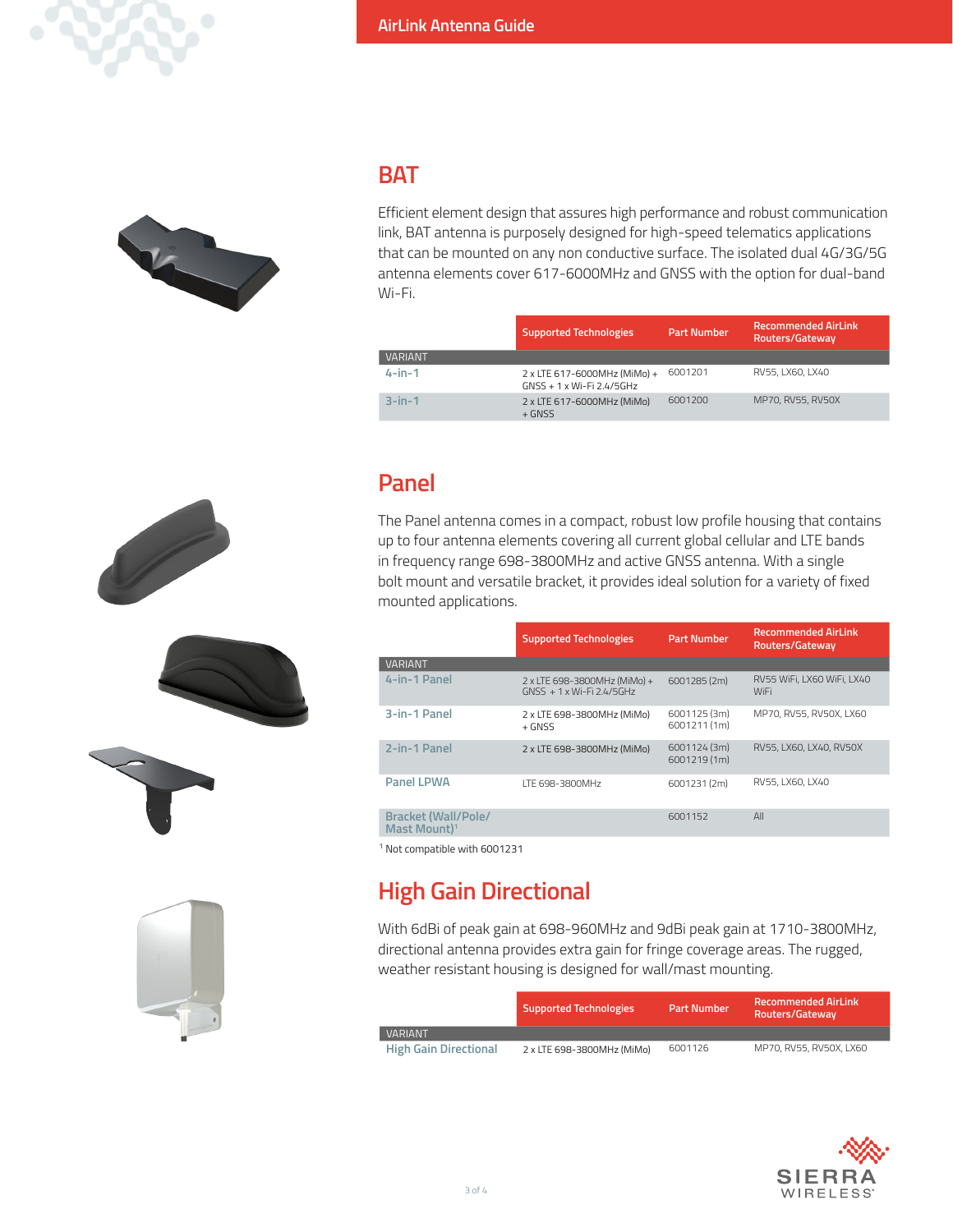## BAT

Efficient element design that assures high performance and robust communication link, BAT antenna is purposely designed for high-speed telematics applications that can be mounted on any non conductive surface. The isolated dual 4G/3G/5G antenna elements cover 617-6000MHz and GNSS with the option for dual-band Wi-Fi.

| VARIANT | Supported Technologies | Part Number | Recommended AirLink Routers/Gateway |
|---|---|---|---|
| 4-in-1 | 2 x LTE 617-6000MHz (MiMo) + GNSS + 1 x Wi-Fi 2.4/5GHz | 6001201 | RV55, LX60, LX40 |
| 3-in-1 | 2 x LTE 617-6000MHz (MiMo) + GNSS | 6001200 | MP70, RV55, RV50X |

## Panel

The Panel antenna comes in a compact, robust low profile housing that contains up to four antenna elements covering all current global cellular and LTE bands in frequency range 698-3800MHz and active GNSS antenna. With a single bolt mount and versatile bracket, it provides ideal solution for a variety of fixed mounted applications.

| VARIANT | Supported Technologies | Part Number | Recommended AirLink Routers/Gateway |
|---|---|---|---|
| 4-in-1 Panel | 2 x LTE 698-3800MHz (MiMo) + GNSS + 1 x Wi-Fi 2.4/5GHz | 6001285 (2m) | RV55 WiFi, LX60 WiFi, LX40 WiFi |
| 3-in-1 Panel | 2 x LTE 698-3800MHz (MiMo) + GNSS | 6001125 (3m) 6001211 (1m) | MP70, RV55, RV50X, LX60 |
| 2-in-1 Panel | 2 x LTE 698-3800MHz (MiMo) | 6001124 (3m) 6001219 (1m) | RV55, LX60, LX40, RV50X |
| Panel LPWA | LTE 698-3800MHz | 6001231 (2m) | RV55, LX60, LX40 |
| Bracket (Wall/Pole/ Mast Mount)[1] | | 6001152 | All |

[1] Not compatible with 6001231

## High Gain Directional

With 6dBi of peak gain at 698-960MHz and 9dBi peak gain at 1710-3800MHz, directional antenna provides extra gain for fringe coverage areas. The rugged, weather resistant housing is designed for wall/mast mounting.

| VARIANT | Supported Technologies | Part Number | Recommended AirLink Routers/Gateway |
|---|---|---|---|
| High Gain Directional | 2 x LTE 698-3800MHz (MiMo) | 6001126 | MP70, RV55, RV50X, LX60 |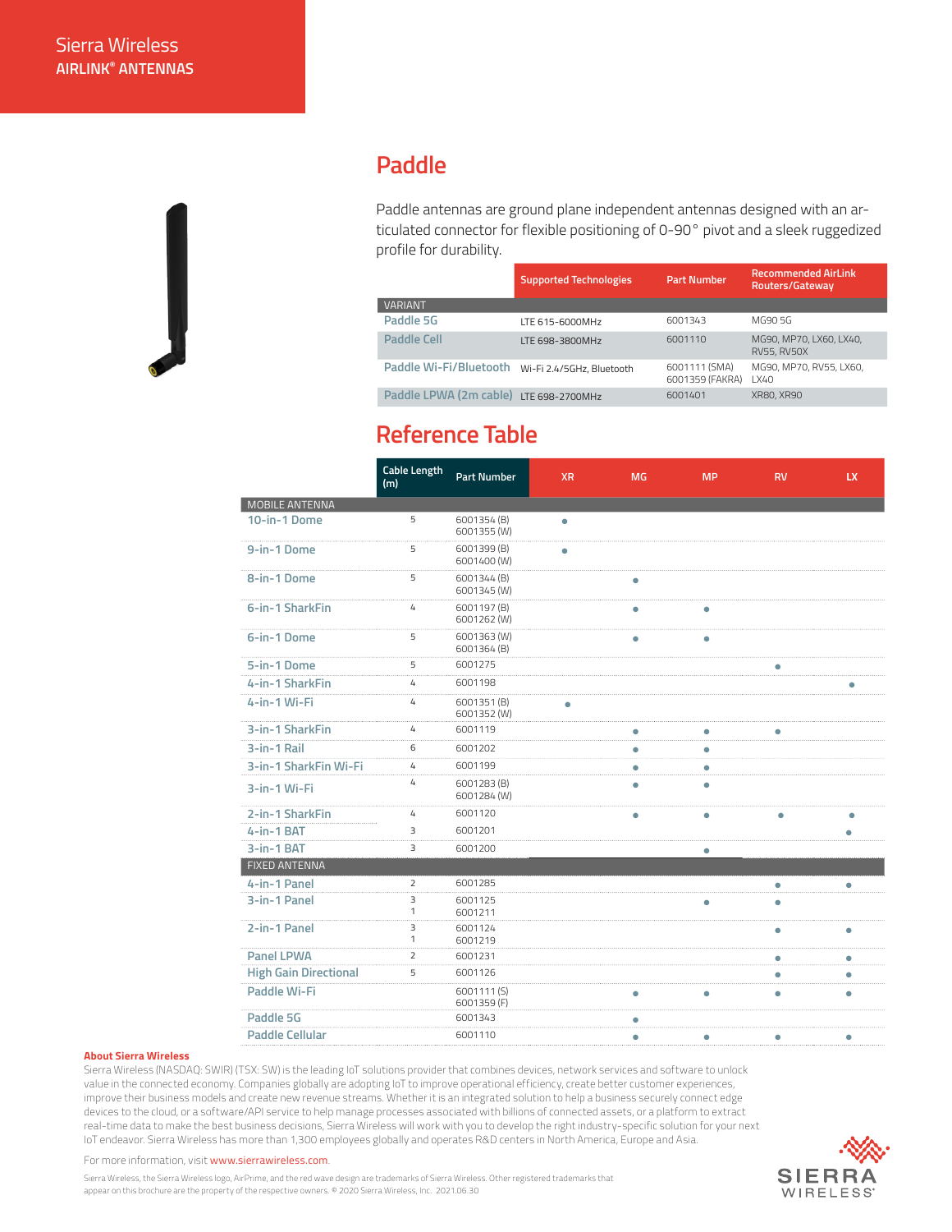## Paddle

Paddle antennas are ground plane independent antennas designed with an articulated connector for flexible positioning of 0-90° pivot and a sleek ruggedized profile for durability.

| VARIANT | Supported Technologies | Part Number | Recommended AirLink Routers/Gateway |
|---|---|---|---|
| Paddle 5G | LTE 615-6000MHz | 6001343 | MG90 5G |
| Paddle Cell | LTE 698-3800MHz | 6001110 | MG90, MP70, LX60, LX40, RV55, RV50X |
| Paddle Wi-Fi/Bluetooth | Wi-Fi 2.4/5GHz, Bluetooth | 6001111 (SMA)<br>6001359 (FAKRA) | MG90, MP70, RV55, LX60, LX40 |
| Paddle LPWA (2m cable) | LTE 698-2700MHz | 6001401 | XR80, XR90 |

## Reference Table

| | Cable Length (m) | Part Number | XR | MG | MP | RV | LX |
|---|---|---|---|---|---|---|---|
| **MOBILE ANTENNA** | | | | | | | |
| 10-in-1 Dome | 5 | 6001354 (B)<br>6001355 (W) | • | | | | |
| 9-in-1 Dome | 5 | 6001399 (B)<br>6001400 (W) | • | | | | |
| 8-in-1 Dome | 5 | 6001344 (B)<br>6001345 (W) | | • | | | |
| 6-in-1 SharkFin | 4 | 6001197 (B)<br>6001262 (W) | | • | • | | |
| 6-in-1 Dome | 5 | 6001363 (W)<br>6001364 (B) | | • | • | | |
| 5-in-1 Dome | 5 | 6001275 | | | | • | |
| 4-in-1 SharkFin | 4 | 6001198 | | | | | • |
| 4-in-1 Wi-Fi | 4 | 6001351 (B)<br>6001352 (W) | • | | | | |
| 3-in-1 SharkFin | 4 | 6001119 | | • | • | • | |
| 3-in-1 Rail | 6 | 6001202 | | • | • | | |
| 3-in-1 SharkFin Wi-Fi | 4 | 6001199 | | • | • | | |
| 3-in-1 Wi-Fi | 4 | 6001283 (B)<br>6001284 (W) | | • | • | | |
| 2-in-1 SharkFin | 4 | 6001120 | | • | • | • | • |
| 4-in-1 BAT | 3 | 6001201 | | | | | • |
| 3-in-1 BAT | 3 | 6001200 | | | • | | |
| **FIXED ANTENNA** | | | | | | | |
| 4-in-1 Panel | 2 | 6001285 | | | | • | • |
| 3-in-1 Panel | 3<br>1 | 6001125<br>6001211 | | | • | • | |
| 2-in-1 Panel | 3<br>1 | 6001124<br>6001219 | | | | • | • |
| Panel LPWA | 2 | 6001231 | | | | • | • |
| High Gain Directional | 5 | 6001126 | | | | • | • |
| Paddle Wi-Fi | | 6001111 (S)<br>6001359 (F) | | • | • | • | • |
| Paddle 5G | | 6001343 | | • | | | |
| Paddle Cellular | | 6001110 | | • | • | • | • |

**About Sierra Wireless**

Sierra Wireless (NASDAQ: SWIR) (TSX: SW) is the leading IoT solutions provider that combines devices, network services and software to unlock value in the connected economy. Companies globally are adopting IoT to improve operational efficiency, create better customer experiences, improve their business models and create new revenue streams. Whether it is an integrated solution to help a business securely connect edge devices to the cloud, or a software/API service to help manage processes associated with billions of connected assets, or a platform to extract real-time data to make the best business decisions, Sierra Wireless will work with you to develop the right industry-specific solution for your next IoT endeavor. Sierra Wireless has more than 1,300 employees globally and operates R&D centers in North America, Europe and Asia.

For more information, visit www.sierrawireless.com.

Sierra Wireless, the Sierra Wireless logo, AirPrime, and the red wave design are trademarks of Sierra Wireless. Other registered trademarks that appear on this brochure are the property of the respective owners. © 2020 Sierra Wireless, Inc. 2021.06.30

SIERRA WIRELESS®